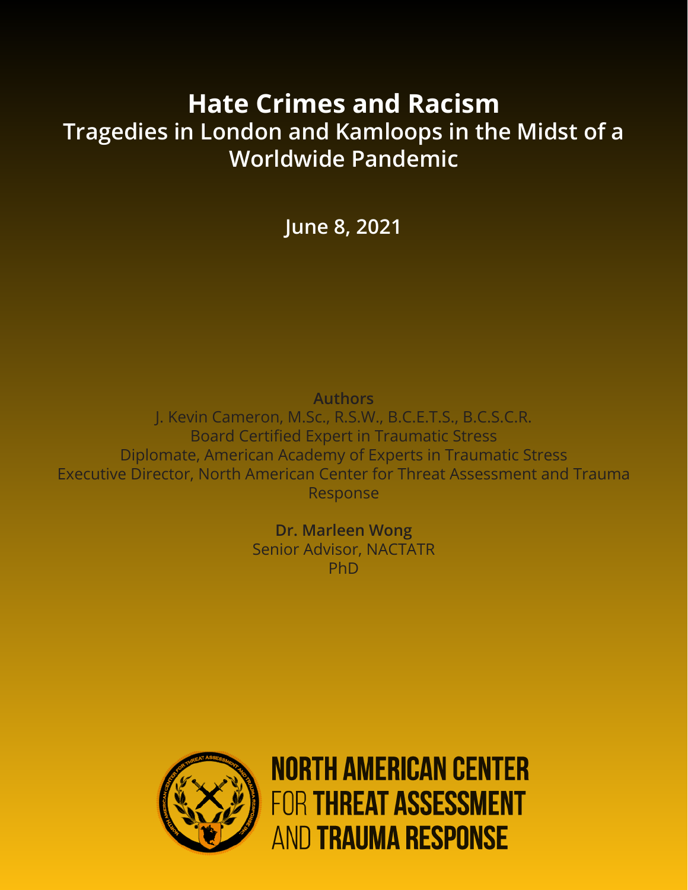# Hate Crimes and Racism

## Tragedies in London and Kamloops in the Midst of a Worldwide Pandemic

June 8, 2021

**Authors**

J. Kevin Cameron, M.Sc., R.S.W., B.C.E.T.S., B.C.S.C.R.
Board Certified Expert in Traumatic Stress
Diplomate, American Academy of Experts in Traumatic Stress
Executive Director, North American Center for Threat Assessment and Trauma Response

**Dr. Marleen Wong**
Senior Advisor, NACTATR
PhD

NORTH AMERICAN CENTER FOR THREAT ASSESSMENT AND TRAUMA RESPONSE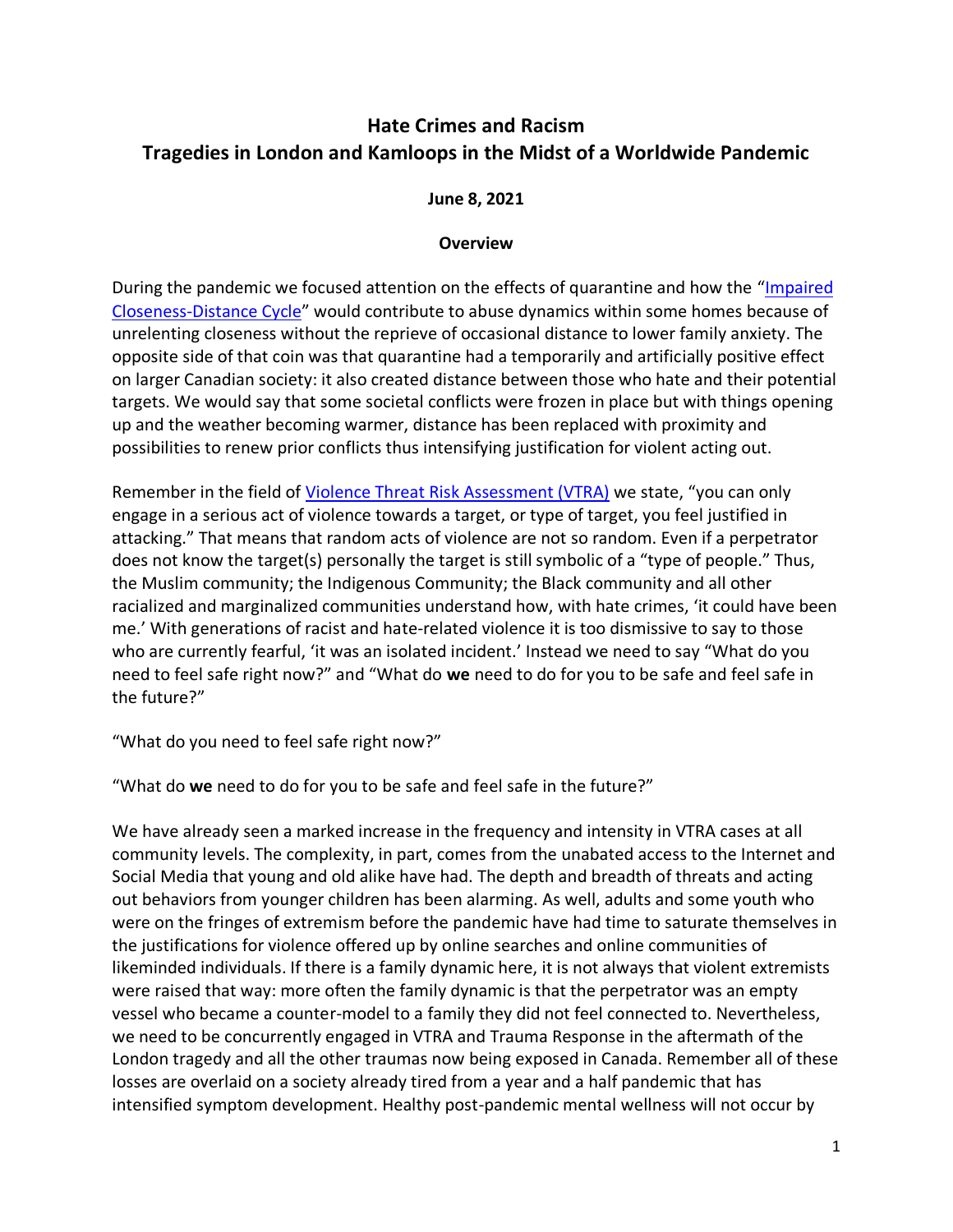# Hate Crimes and Racism

# Tragedies in London and Kamloops in the Midst of a Worldwide Pandemic

**June 8, 2021**

**Overview**

During the pandemic we focused attention on the effects of quarantine and how the "[Impaired Closeness-Distance Cycle]" would contribute to abuse dynamics within some homes because of unrelenting closeness without the reprieve of occasional distance to lower family anxiety. The opposite side of that coin was that quarantine had a temporarily and artificially positive effect on larger Canadian society: it also created distance between those who hate and their potential targets. We would say that some societal conflicts were frozen in place but with things opening up and the weather becoming warmer, distance has been replaced with proximity and possibilities to renew prior conflicts thus intensifying justification for violent acting out.

Remember in the field of [Violence Threat Risk Assessment (VTRA)] we state, "you can only engage in a serious act of violence towards a target, or type of target, you feel justified in attacking." That means that random acts of violence are not so random. Even if a perpetrator does not know the target(s) personally the target is still symbolic of a "type of people." Thus, the Muslim community; the Indigenous Community; the Black community and all other racialized and marginalized communities understand how, with hate crimes, 'it could have been me.' With generations of racist and hate-related violence it is too dismissive to say to those who are currently fearful, 'it was an isolated incident.' Instead we need to say "What do you need to feel safe right now?" and "What do **we** need to do for you to be safe and feel safe in the future?"

"What do you need to feel safe right now?"

"What do **we** need to do for you to be safe and feel safe in the future?"

We have already seen a marked increase in the frequency and intensity in VTRA cases at all community levels. The complexity, in part, comes from the unabated access to the Internet and Social Media that young and old alike have had. The depth and breadth of threats and acting out behaviors from younger children has been alarming. As well, adults and some youth who were on the fringes of extremism before the pandemic have had time to saturate themselves in the justifications for violence offered up by online searches and online communities of likeminded individuals. If there is a family dynamic here, it is not always that violent extremists were raised that way: more often the family dynamic is that the perpetrator was an empty vessel who became a counter-model to a family they did not feel connected to. Nevertheless, we need to be concurrently engaged in VTRA and Trauma Response in the aftermath of the London tragedy and all the other traumas now being exposed in Canada. Remember all of these losses are overlaid on a society already tired from a year and a half pandemic that has intensified symptom development. Healthy post-pandemic mental wellness will not occur by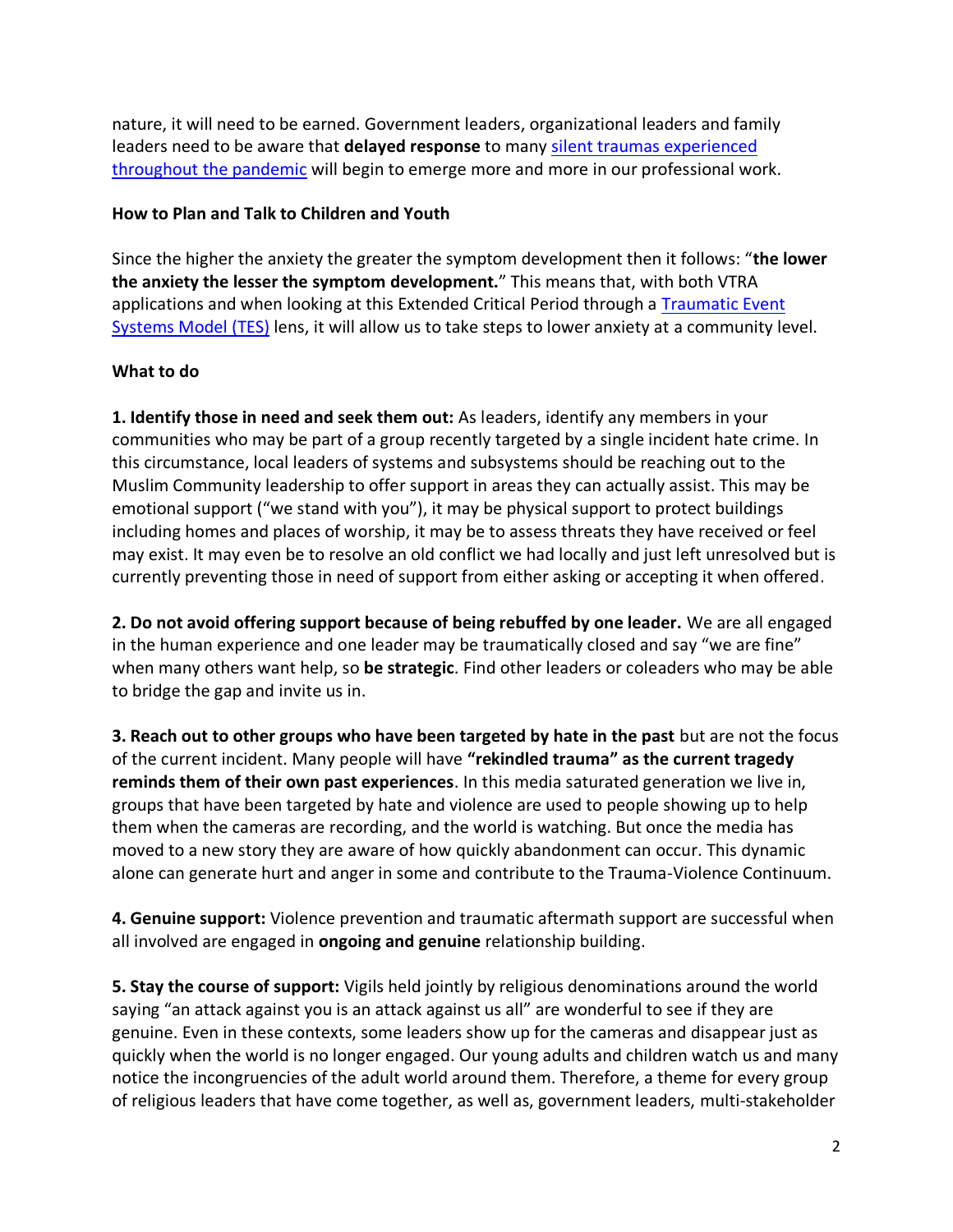nature, it will need to be earned. Government leaders, organizational leaders and family leaders need to be aware that **delayed response** to many [silent traumas experienced throughout the pandemic]() will begin to emerge more and more in our professional work.

**How to Plan and Talk to Children and Youth**

Since the higher the anxiety the greater the symptom development then it follows: "**the lower the anxiety the lesser the symptom development.**" This means that, with both VTRA applications and when looking at this Extended Critical Period through a [Traumatic Event Systems Model (TES)]() lens, it will allow us to take steps to lower anxiety at a community level.

**What to do**

**1. Identify those in need and seek them out:** As leaders, identify any members in your communities who may be part of a group recently targeted by a single incident hate crime. In this circumstance, local leaders of systems and subsystems should be reaching out to the Muslim Community leadership to offer support in areas they can actually assist. This may be emotional support ("we stand with you"), it may be physical support to protect buildings including homes and places of worship, it may be to assess threats they have received or feel may exist. It may even be to resolve an old conflict we had locally and just left unresolved but is currently preventing those in need of support from either asking or accepting it when offered.

**2. Do not avoid offering support because of being rebuffed by one leader.** We are all engaged in the human experience and one leader may be traumatically closed and say "we are fine" when many others want help, so **be strategic**. Find other leaders or coleaders who may be able to bridge the gap and invite us in.

**3. Reach out to other groups who have been targeted by hate in the past** but are not the focus of the current incident. Many people will have **"rekindled trauma" as the current tragedy reminds them of their own past experiences**. In this media saturated generation we live in, groups that have been targeted by hate and violence are used to people showing up to help them when the cameras are recording, and the world is watching. But once the media has moved to a new story they are aware of how quickly abandonment can occur. This dynamic alone can generate hurt and anger in some and contribute to the Trauma-Violence Continuum.

**4. Genuine support:** Violence prevention and traumatic aftermath support are successful when all involved are engaged in **ongoing and genuine** relationship building.

**5. Stay the course of support:** Vigils held jointly by religious denominations around the world saying "an attack against you is an attack against us all" are wonderful to see if they are genuine. Even in these contexts, some leaders show up for the cameras and disappear just as quickly when the world is no longer engaged. Our young adults and children watch us and many notice the incongruencies of the adult world around them. Therefore, a theme for every group of religious leaders that have come together, as well as, government leaders, multi-stakeholder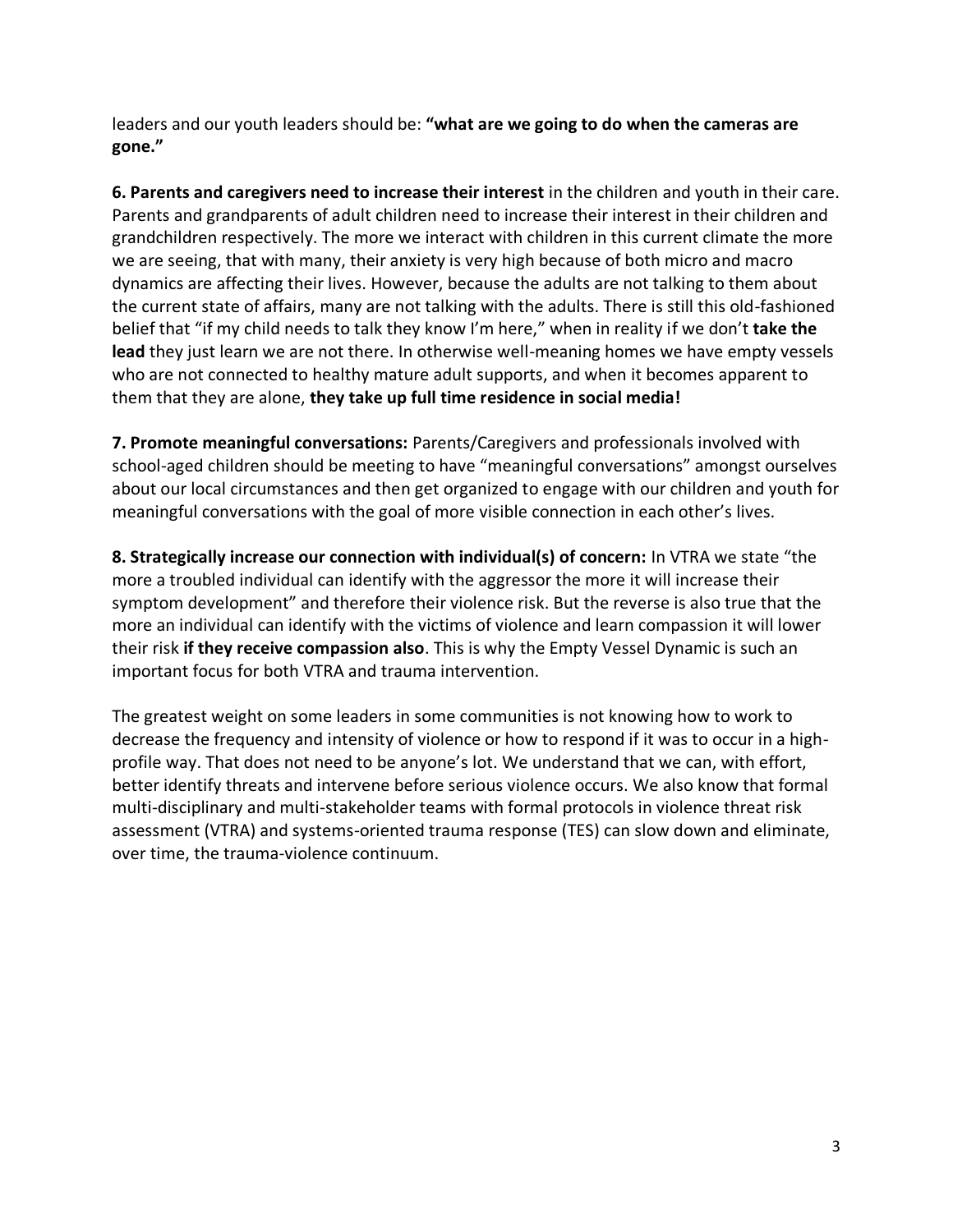leaders and our youth leaders should be: **"what are we going to do when the cameras are gone."**

**6. Parents and caregivers need to increase their interest** in the children and youth in their care. Parents and grandparents of adult children need to increase their interest in their children and grandchildren respectively. The more we interact with children in this current climate the more we are seeing, that with many, their anxiety is very high because of both micro and macro dynamics are affecting their lives. However, because the adults are not talking to them about the current state of affairs, many are not talking with the adults. There is still this old-fashioned belief that "if my child needs to talk they know I'm here," when in reality if we don't **take the lead** they just learn we are not there. In otherwise well-meaning homes we have empty vessels who are not connected to healthy mature adult supports, and when it becomes apparent to them that they are alone, **they take up full time residence in social media!**

**7. Promote meaningful conversations:** Parents/Caregivers and professionals involved with school-aged children should be meeting to have "meaningful conversations" amongst ourselves about our local circumstances and then get organized to engage with our children and youth for meaningful conversations with the goal of more visible connection in each other's lives.

**8. Strategically increase our connection with individual(s) of concern:** In VTRA we state "the more a troubled individual can identify with the aggressor the more it will increase their symptom development" and therefore their violence risk. But the reverse is also true that the more an individual can identify with the victims of violence and learn compassion it will lower their risk **if they receive compassion also**. This is why the Empty Vessel Dynamic is such an important focus for both VTRA and trauma intervention.

The greatest weight on some leaders in some communities is not knowing how to work to decrease the frequency and intensity of violence or how to respond if it was to occur in a high-profile way. That does not need to be anyone's lot. We understand that we can, with effort, better identify threats and intervene before serious violence occurs. We also know that formal multi-disciplinary and multi-stakeholder teams with formal protocols in violence threat risk assessment (VTRA) and systems-oriented trauma response (TES) can slow down and eliminate, over time, the trauma-violence continuum.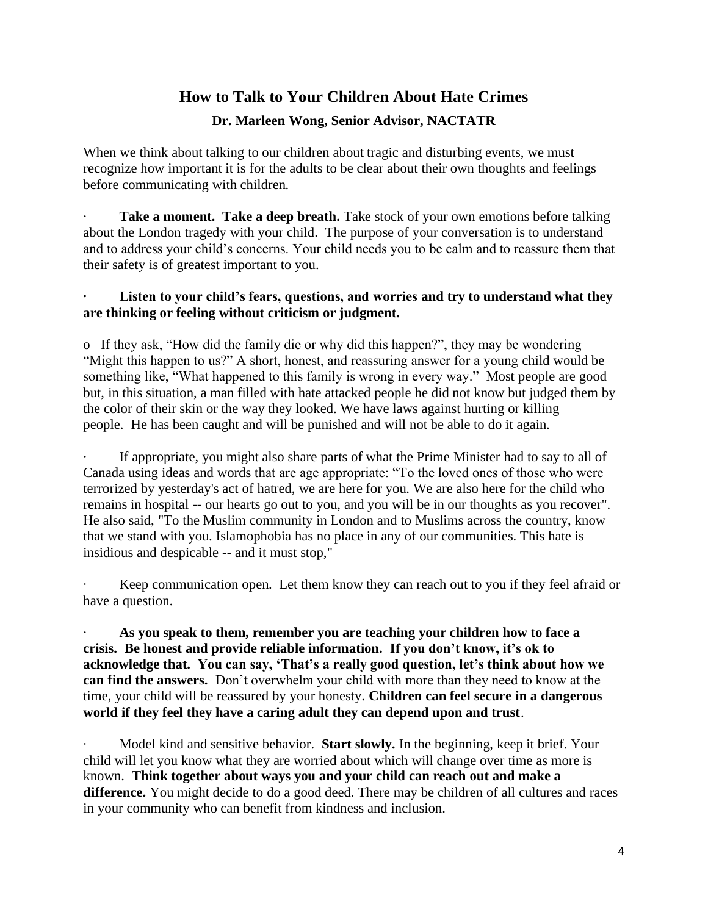# How to Talk to Your Children About Hate Crimes

**Dr. Marleen Wong, Senior Advisor, NACTATR**

When we think about talking to our children about tragic and disturbing events, we must recognize how important it is for the adults to be clear about their own thoughts and feelings before communicating with children.

- **Take a moment. Take a deep breath.** Take stock of your own emotions before talking about the London tragedy with your child. The purpose of your conversation is to understand and to address your child's concerns. Your child needs you to be calm and to reassure them that their safety is of greatest important to you.

- **Listen to your child's fears, questions, and worries and try to understand what they are thinking or feeling without criticism or judgment.**

  - If they ask, "How did the family die or why did this happen?", they may be wondering "Might this happen to us?" A short, honest, and reassuring answer for a young child would be something like, "What happened to this family is wrong in every way." Most people are good but, in this situation, a man filled with hate attacked people he did not know but judged them by the color of their skin or the way they looked. We have laws against hurting or killing people. He has been caught and will be punished and will not be able to do it again.

- If appropriate, you might also share parts of what the Prime Minister had to say to all of Canada using ideas and words that are age appropriate: "To the loved ones of those who were terrorized by yesterday's act of hatred, we are here for you. We are also here for the child who remains in hospital -- our hearts go out to you, and you will be in our thoughts as you recover". He also said, "To the Muslim community in London and to Muslims across the country, know that we stand with you. Islamophobia has no place in any of our communities. This hate is insidious and despicable -- and it must stop,"

- Keep communication open. Let them know they can reach out to you if they feel afraid or have a question.

- **As you speak to them, remember you are teaching your children how to face a crisis. Be honest and provide reliable information. If you don't know, it's ok to acknowledge that. You can say, 'That's a really good question, let's think about how we can find the answers.** Don't overwhelm your child with more than they need to know at the time, your child will be reassured by your honesty. **Children can feel secure in a dangerous world if they feel they have a caring adult they can depend upon and trust**.

- Model kind and sensitive behavior. **Start slowly.** In the beginning, keep it brief. Your child will let you know what they are worried about which will change over time as more is known. **Think together about ways you and your child can reach out and make a difference.** You might decide to do a good deed. There may be children of all cultures and races in your community who can benefit from kindness and inclusion.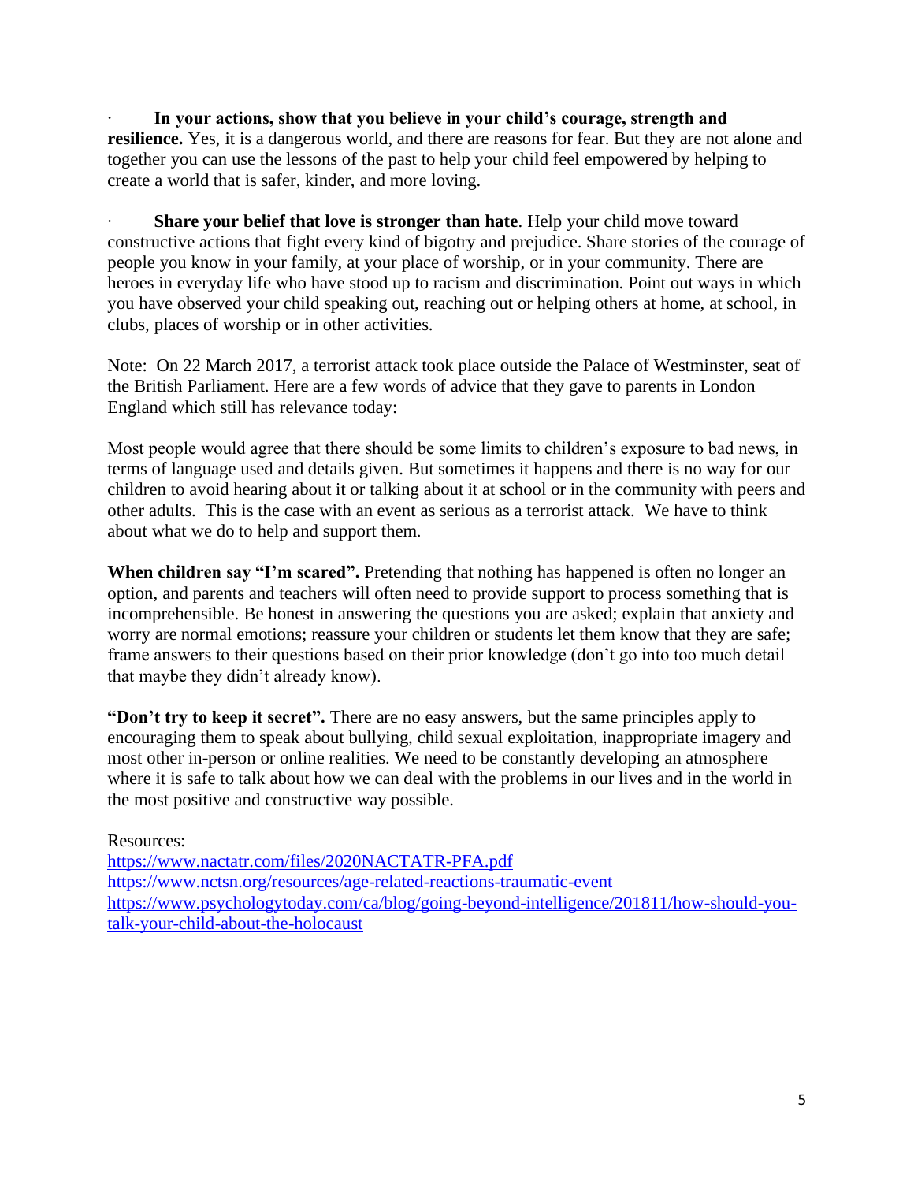- **In your actions, show that you believe in your child's courage, strength and resilience.** Yes, it is a dangerous world, and there are reasons for fear. But they are not alone and together you can use the lessons of the past to help your child feel empowered by helping to create a world that is safer, kinder, and more loving.

- **Share your belief that love is stronger than hate**. Help your child move toward constructive actions that fight every kind of bigotry and prejudice. Share stories of the courage of people you know in your family, at your place of worship, or in your community. There are heroes in everyday life who have stood up to racism and discrimination. Point out ways in which you have observed your child speaking out, reaching out or helping others at home, at school, in clubs, places of worship or in other activities.

Note: On 22 March 2017, a terrorist attack took place outside the Palace of Westminster, seat of the British Parliament. Here are a few words of advice that they gave to parents in London England which still has relevance today:

Most people would agree that there should be some limits to children's exposure to bad news, in terms of language used and details given. But sometimes it happens and there is no way for our children to avoid hearing about it or talking about it at school or in the community with peers and other adults. This is the case with an event as serious as a terrorist attack. We have to think about what we do to help and support them.

**When children say "I'm scared".** Pretending that nothing has happened is often no longer an option, and parents and teachers will often need to provide support to process something that is incomprehensible. Be honest in answering the questions you are asked; explain that anxiety and worry are normal emotions; reassure your children or students let them know that they are safe; frame answers to their questions based on their prior knowledge (don't go into too much detail that maybe they didn't already know).

**"Don't try to keep it secret".** There are no easy answers, but the same principles apply to encouraging them to speak about bullying, child sexual exploitation, inappropriate imagery and most other in-person or online realities. We need to be constantly developing an atmosphere where it is safe to talk about how we can deal with the problems in our lives and in the world in the most positive and constructive way possible.

Resources:
https://www.nactatr.com/files/2020NACTATR-PFA.pdf
https://www.nctsn.org/resources/age-related-reactions-traumatic-event
https://www.psychologytoday.com/ca/blog/going-beyond-intelligence/201811/how-should-you-talk-your-child-about-the-holocaust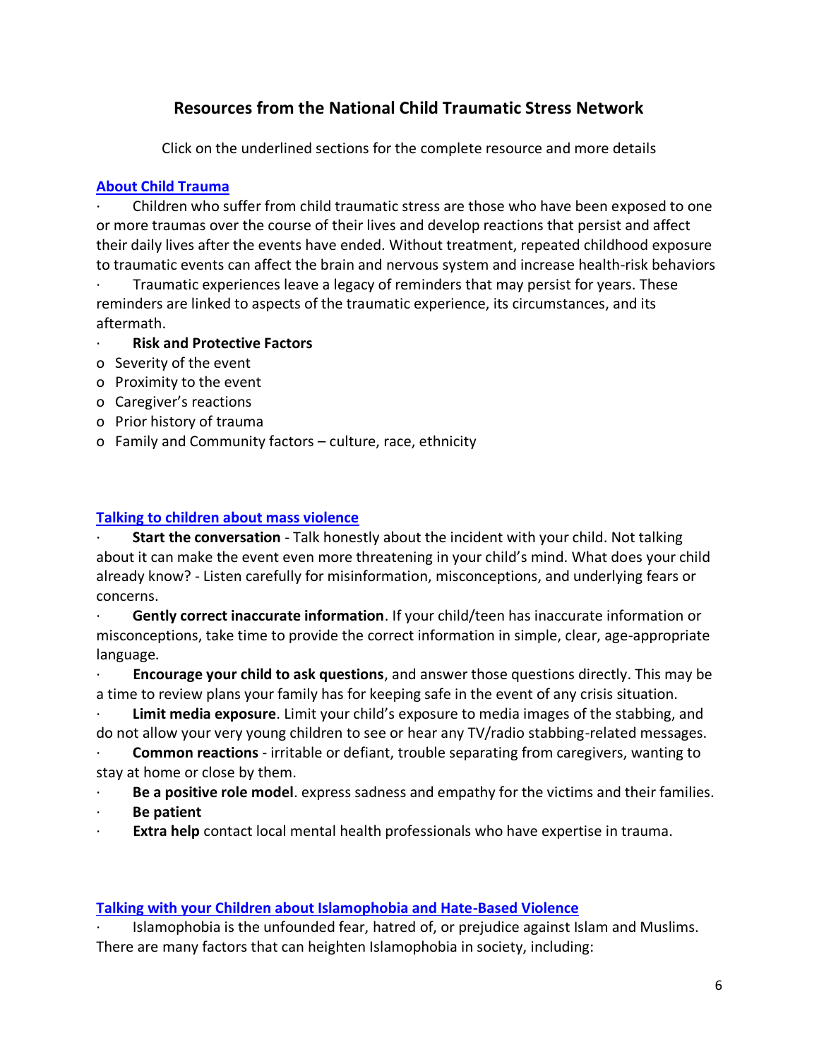## Resources from the National Child Traumatic Stress Network

Click on the underlined sections for the complete resource and more details

### About Child Trauma

- Children who suffer from child traumatic stress are those who have been exposed to one or more traumas over the course of their lives and develop reactions that persist and affect their daily lives after the events have ended. Without treatment, repeated childhood exposure to traumatic events can affect the brain and nervous system and increase health-risk behaviors
- Traumatic experiences leave a legacy of reminders that may persist for years. These reminders are linked to aspects of the traumatic experience, its circumstances, and its aftermath.
- **Risk and Protective Factors**
  - Severity of the event
  - Proximity to the event
  - Caregiver's reactions
  - Prior history of trauma
  - Family and Community factors – culture, race, ethnicity

### Talking to children about mass violence

- **Start the conversation** - Talk honestly about the incident with your child. Not talking about it can make the event even more threatening in your child's mind. What does your child already know? - Listen carefully for misinformation, misconceptions, and underlying fears or concerns.
- **Gently correct inaccurate information**. If your child/teen has inaccurate information or misconceptions, take time to provide the correct information in simple, clear, age-appropriate language.
- **Encourage your child to ask questions**, and answer those questions directly. This may be a time to review plans your family has for keeping safe in the event of any crisis situation.
- **Limit media exposure**. Limit your child's exposure to media images of the stabbing, and do not allow your very young children to see or hear any TV/radio stabbing-related messages.
- **Common reactions** - irritable or defiant, trouble separating from caregivers, wanting to stay at home or close by them.
- **Be a positive role model**. express sadness and empathy for the victims and their families.
- **Be patient**
- **Extra help** contact local mental health professionals who have expertise in trauma.

### Talking with your Children about Islamophobia and Hate-Based Violence

- Islamophobia is the unfounded fear, hatred of, or prejudice against Islam and Muslims. There are many factors that can heighten Islamophobia in society, including: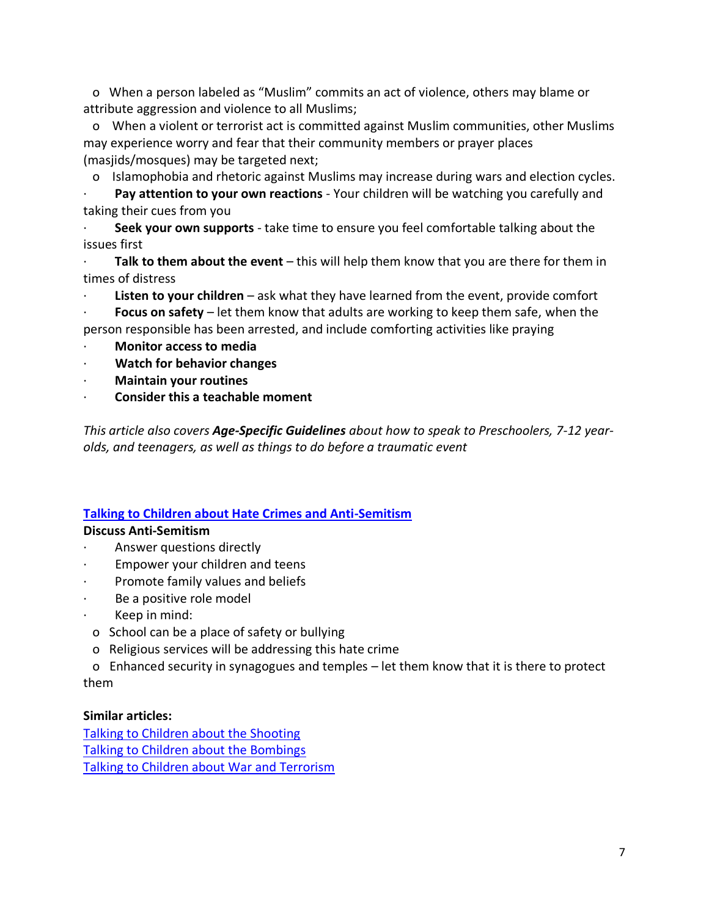- When a person labeled as "Muslim" commits an act of violence, others may blame or attribute aggression and violence to all Muslims;
  - When a violent or terrorist act is committed against Muslim communities, other Muslims may experience worry and fear that their community members or prayer places (masjids/mosques) may be targeted next;
  - Islamophobia and rhetoric against Muslims may increase during wars and election cycles.
- **Pay attention to your own reactions** - Your children will be watching you carefully and taking their cues from you
- **Seek your own supports** - take time to ensure you feel comfortable talking about the issues first
- **Talk to them about the event** – this will help them know that you are there for them in times of distress
- **Listen to your children** – ask what they have learned from the event, provide comfort
- **Focus on safety** – let them know that adults are working to keep them safe, when the person responsible has been arrested, and include comforting activities like praying
- **Monitor access to media**
- **Watch for behavior changes**
- **Maintain your routines**
- **Consider this a teachable moment**

*This article also covers **Age-Specific Guidelines** about how to speak to Preschoolers, 7-12 year-olds, and teenagers, as well as things to do before a traumatic event*

[Talking to Children about Hate Crimes and Anti-Semitism]

**Discuss Anti-Semitism**

- Answer questions directly
- Empower your children and teens
- Promote family values and beliefs
- Be a positive role model
- Keep in mind:
  - School can be a place of safety or bullying
  - Religious services will be addressing this hate crime
  - Enhanced security in synagogues and temples – let them know that it is there to protect them

**Similar articles:**

[Talking to Children about the Shooting]
[Talking to Children about the Bombings]
[Talking to Children about War and Terrorism]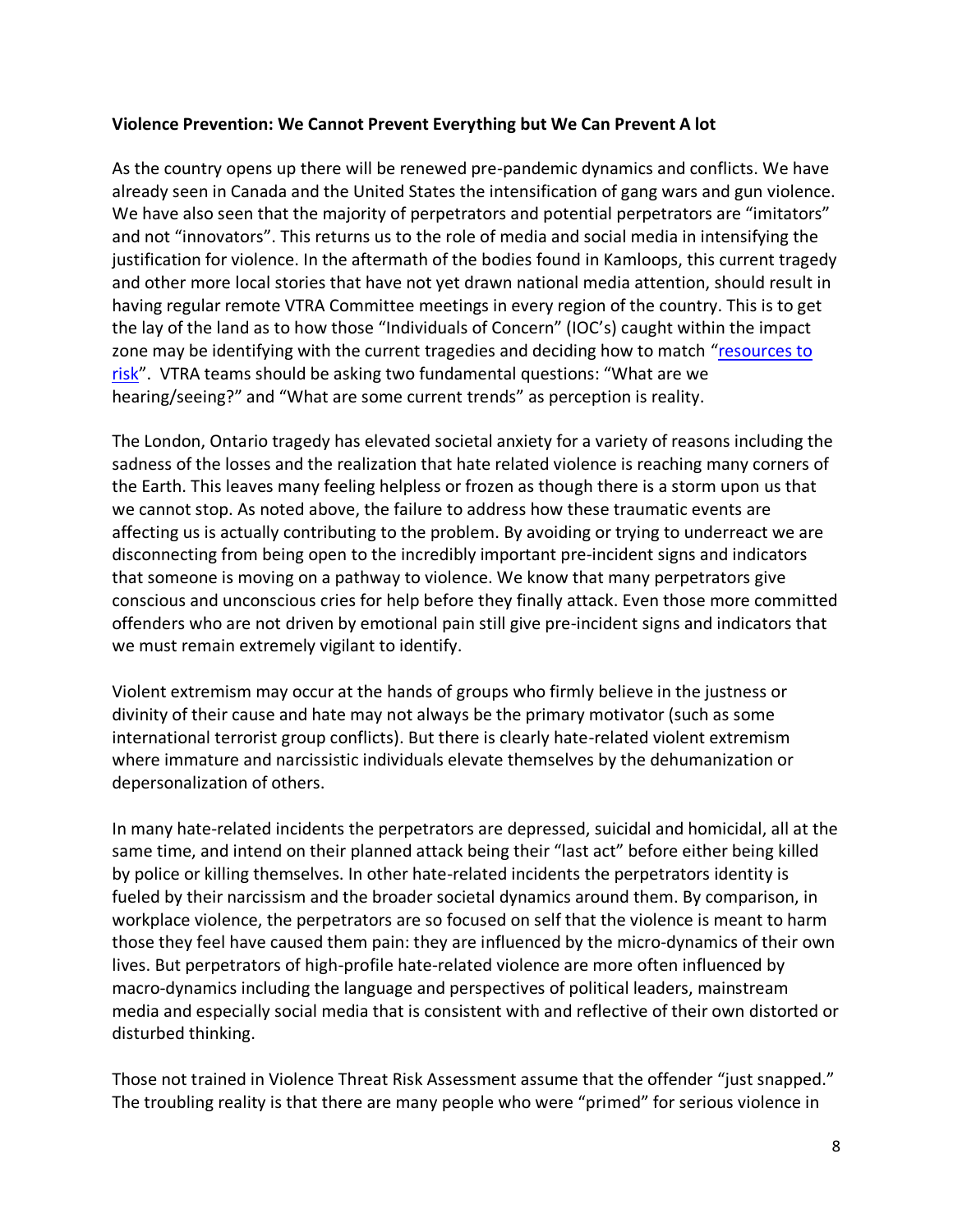**Violence Prevention: We Cannot Prevent Everything but We Can Prevent A lot**

As the country opens up there will be renewed pre-pandemic dynamics and conflicts. We have already seen in Canada and the United States the intensification of gang wars and gun violence. We have also seen that the majority of perpetrators and potential perpetrators are "imitators" and not "innovators". This returns us to the role of media and social media in intensifying the justification for violence. In the aftermath of the bodies found in Kamloops, this current tragedy and other more local stories that have not yet drawn national media attention, should result in having regular remote VTRA Committee meetings in every region of the country. This is to get the lay of the land as to how those "Individuals of Concern" (IOC's) caught within the impact zone may be identifying with the current tragedies and deciding how to match "resources to risk". VTRA teams should be asking two fundamental questions: "What are we hearing/seeing?" and "What are some current trends" as perception is reality.

The London, Ontario tragedy has elevated societal anxiety for a variety of reasons including the sadness of the losses and the realization that hate related violence is reaching many corners of the Earth. This leaves many feeling helpless or frozen as though there is a storm upon us that we cannot stop. As noted above, the failure to address how these traumatic events are affecting us is actually contributing to the problem. By avoiding or trying to underreact we are disconnecting from being open to the incredibly important pre-incident signs and indicators that someone is moving on a pathway to violence. We know that many perpetrators give conscious and unconscious cries for help before they finally attack. Even those more committed offenders who are not driven by emotional pain still give pre-incident signs and indicators that we must remain extremely vigilant to identify.

Violent extremism may occur at the hands of groups who firmly believe in the justness or divinity of their cause and hate may not always be the primary motivator (such as some international terrorist group conflicts). But there is clearly hate-related violent extremism where immature and narcissistic individuals elevate themselves by the dehumanization or depersonalization of others.

In many hate-related incidents the perpetrators are depressed, suicidal and homicidal, all at the same time, and intend on their planned attack being their "last act" before either being killed by police or killing themselves. In other hate-related incidents the perpetrators identity is fueled by their narcissism and the broader societal dynamics around them. By comparison, in workplace violence, the perpetrators are so focused on self that the violence is meant to harm those they feel have caused them pain: they are influenced by the micro-dynamics of their own lives. But perpetrators of high-profile hate-related violence are more often influenced by macro-dynamics including the language and perspectives of political leaders, mainstream media and especially social media that is consistent with and reflective of their own distorted or disturbed thinking.

Those not trained in Violence Threat Risk Assessment assume that the offender "just snapped." The troubling reality is that there are many people who were "primed" for serious violence in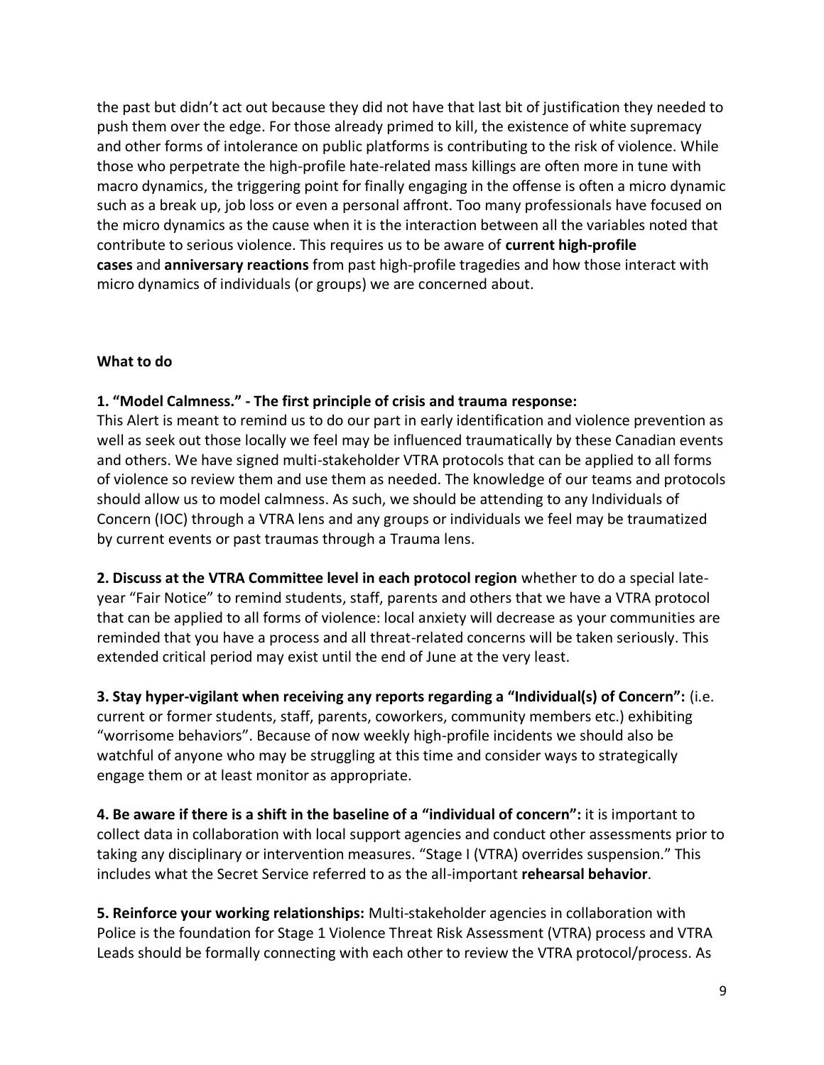the past but didn't act out because they did not have that last bit of justification they needed to push them over the edge. For those already primed to kill, the existence of white supremacy and other forms of intolerance on public platforms is contributing to the risk of violence. While those who perpetrate the high-profile hate-related mass killings are often more in tune with macro dynamics, the triggering point for finally engaging in the offense is often a micro dynamic such as a break up, job loss or even a personal affront. Too many professionals have focused on the micro dynamics as the cause when it is the interaction between all the variables noted that contribute to serious violence. This requires us to be aware of **current high-profile cases** and **anniversary reactions** from past high-profile tragedies and how those interact with micro dynamics of individuals (or groups) we are concerned about.

**What to do**

**1. "Model Calmness." - The first principle of crisis and trauma response:** This Alert is meant to remind us to do our part in early identification and violence prevention as well as seek out those locally we feel may be influenced traumatically by these Canadian events and others. We have signed multi-stakeholder VTRA protocols that can be applied to all forms of violence so review them and use them as needed. The knowledge of our teams and protocols should allow us to model calmness. As such, we should be attending to any Individuals of Concern (IOC) through a VTRA lens and any groups or individuals we feel may be traumatized by current events or past traumas through a Trauma lens.

**2. Discuss at the VTRA Committee level in each protocol region** whether to do a special late-year "Fair Notice" to remind students, staff, parents and others that we have a VTRA protocol that can be applied to all forms of violence: local anxiety will decrease as your communities are reminded that you have a process and all threat-related concerns will be taken seriously. This extended critical period may exist until the end of June at the very least.

**3. Stay hyper-vigilant when receiving any reports regarding a "Individual(s) of Concern":** (i.e. current or former students, staff, parents, coworkers, community members etc.) exhibiting "worrisome behaviors". Because of now weekly high-profile incidents we should also be watchful of anyone who may be struggling at this time and consider ways to strategically engage them or at least monitor as appropriate.

**4. Be aware if there is a shift in the baseline of a "individual of concern":** it is important to collect data in collaboration with local support agencies and conduct other assessments prior to taking any disciplinary or intervention measures. "Stage I (VTRA) overrides suspension." This includes what the Secret Service referred to as the all-important **rehearsal behavior**.

**5. Reinforce your working relationships:** Multi-stakeholder agencies in collaboration with Police is the foundation for Stage 1 Violence Threat Risk Assessment (VTRA) process and VTRA Leads should be formally connecting with each other to review the VTRA protocol/process. As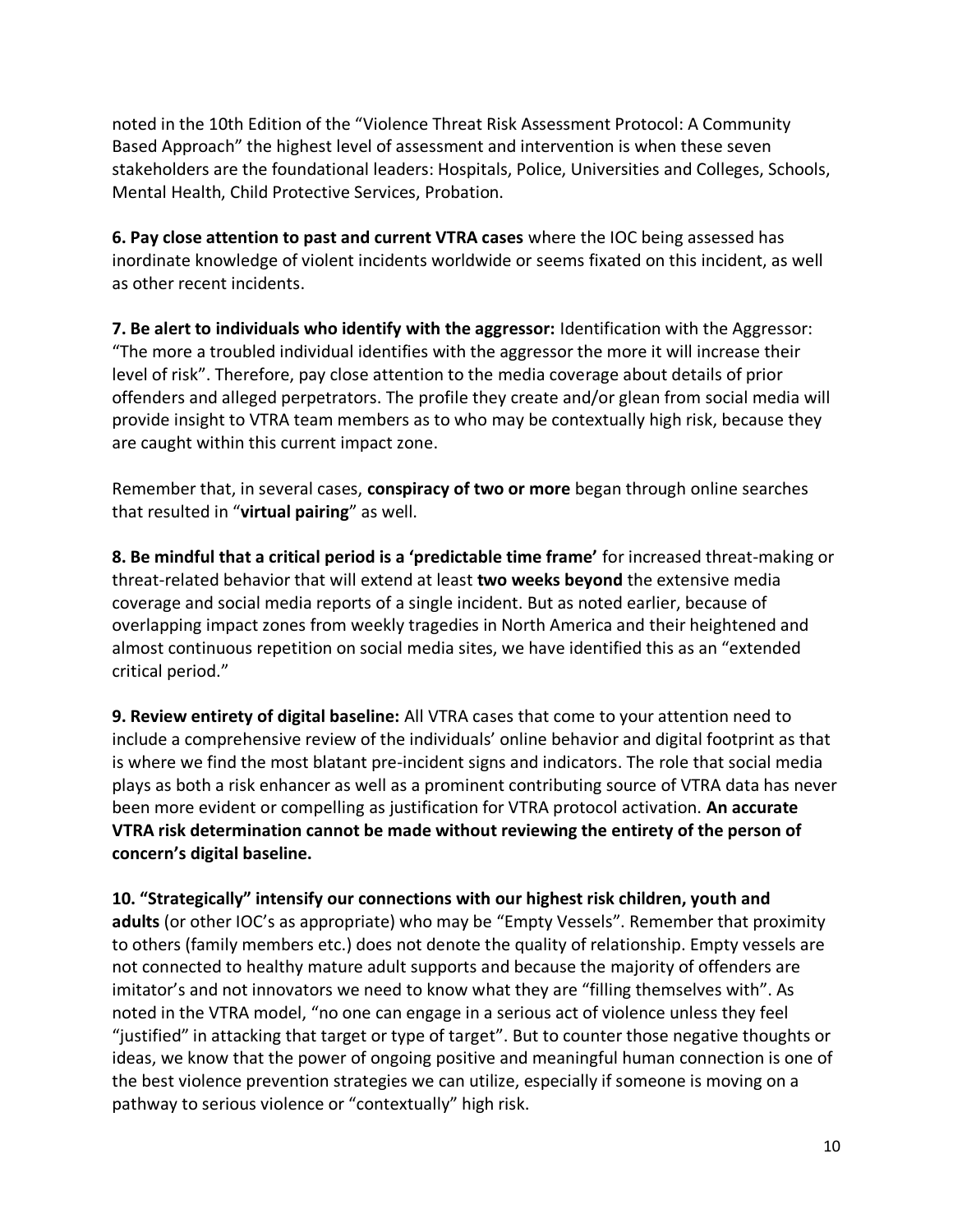noted in the 10th Edition of the "Violence Threat Risk Assessment Protocol: A Community Based Approach" the highest level of assessment and intervention is when these seven stakeholders are the foundational leaders: Hospitals, Police, Universities and Colleges, Schools, Mental Health, Child Protective Services, Probation.

**6. Pay close attention to past and current VTRA cases** where the IOC being assessed has inordinate knowledge of violent incidents worldwide or seems fixated on this incident, as well as other recent incidents.

**7. Be alert to individuals who identify with the aggressor:** Identification with the Aggressor: "The more a troubled individual identifies with the aggressor the more it will increase their level of risk". Therefore, pay close attention to the media coverage about details of prior offenders and alleged perpetrators. The profile they create and/or glean from social media will provide insight to VTRA team members as to who may be contextually high risk, because they are caught within this current impact zone.

Remember that, in several cases, **conspiracy of two or more** began through online searches that resulted in "**virtual pairing**" as well.

**8. Be mindful that a critical period is a 'predictable time frame'** for increased threat-making or threat-related behavior that will extend at least **two weeks beyond** the extensive media coverage and social media reports of a single incident. But as noted earlier, because of overlapping impact zones from weekly tragedies in North America and their heightened and almost continuous repetition on social media sites, we have identified this as an "extended critical period."

**9. Review entirety of digital baseline:** All VTRA cases that come to your attention need to include a comprehensive review of the individuals' online behavior and digital footprint as that is where we find the most blatant pre-incident signs and indicators. The role that social media plays as both a risk enhancer as well as a prominent contributing source of VTRA data has never been more evident or compelling as justification for VTRA protocol activation. **An accurate VTRA risk determination cannot be made without reviewing the entirety of the person of concern's digital baseline.**

**10. "Strategically" intensify our connections with our highest risk children, youth and adults** (or other IOC's as appropriate) who may be "Empty Vessels". Remember that proximity to others (family members etc.) does not denote the quality of relationship. Empty vessels are not connected to healthy mature adult supports and because the majority of offenders are imitator's and not innovators we need to know what they are "filling themselves with". As noted in the VTRA model, "no one can engage in a serious act of violence unless they feel "justified" in attacking that target or type of target". But to counter those negative thoughts or ideas, we know that the power of ongoing positive and meaningful human connection is one of the best violence prevention strategies we can utilize, especially if someone is moving on a pathway to serious violence or "contextually" high risk.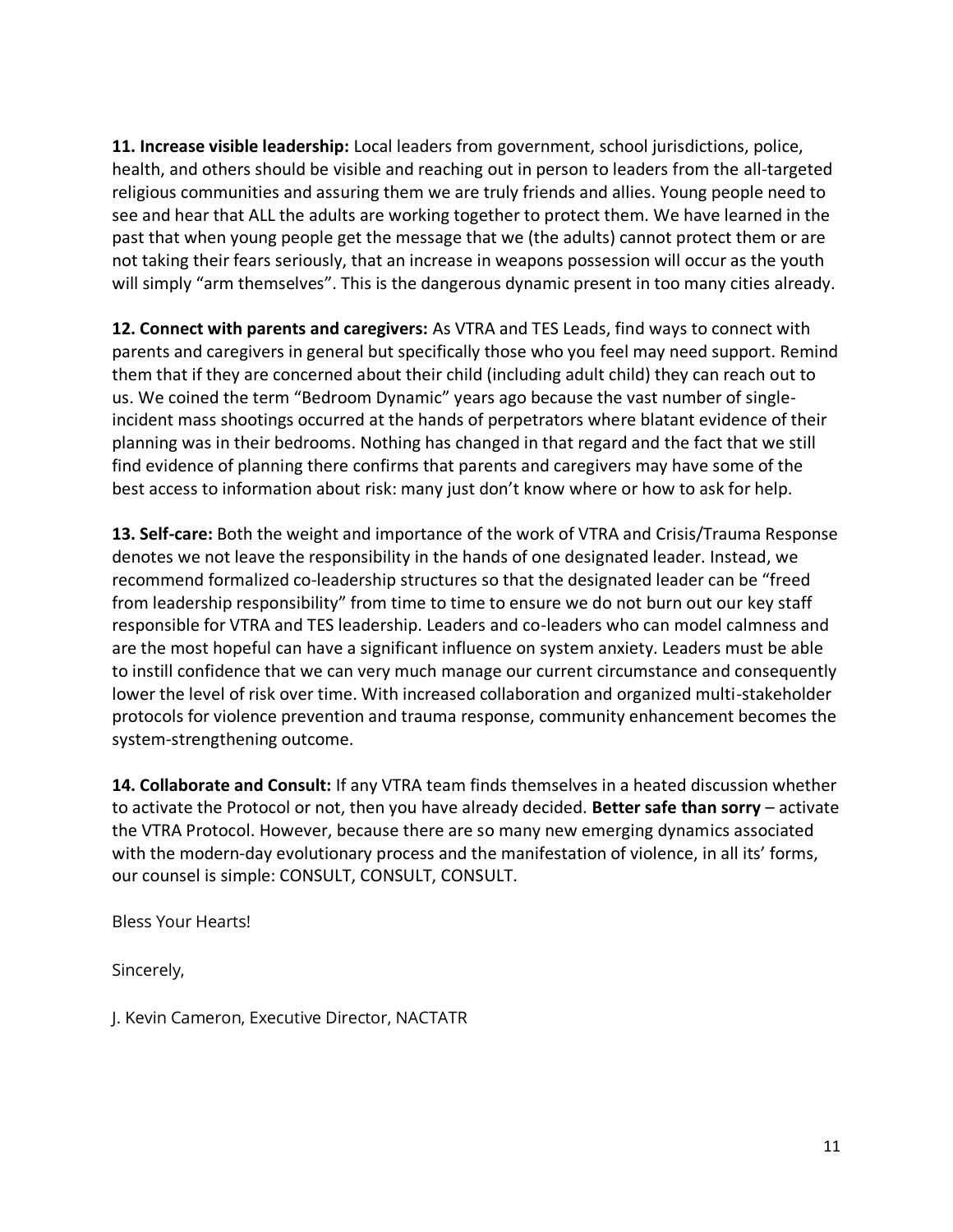**11. Increase visible leadership:** Local leaders from government, school jurisdictions, police, health, and others should be visible and reaching out in person to leaders from the all-targeted religious communities and assuring them we are truly friends and allies. Young people need to see and hear that ALL the adults are working together to protect them. We have learned in the past that when young people get the message that we (the adults) cannot protect them or are not taking their fears seriously, that an increase in weapons possession will occur as the youth will simply "arm themselves". This is the dangerous dynamic present in too many cities already.

**12. Connect with parents and caregivers:** As VTRA and TES Leads, find ways to connect with parents and caregivers in general but specifically those who you feel may need support. Remind them that if they are concerned about their child (including adult child) they can reach out to us. We coined the term "Bedroom Dynamic" years ago because the vast number of single-incident mass shootings occurred at the hands of perpetrators where blatant evidence of their planning was in their bedrooms. Nothing has changed in that regard and the fact that we still find evidence of planning there confirms that parents and caregivers may have some of the best access to information about risk: many just don't know where or how to ask for help.

**13. Self-care:** Both the weight and importance of the work of VTRA and Crisis/Trauma Response denotes we not leave the responsibility in the hands of one designated leader. Instead, we recommend formalized co-leadership structures so that the designated leader can be "freed from leadership responsibility" from time to time to ensure we do not burn out our key staff responsible for VTRA and TES leadership. Leaders and co-leaders who can model calmness and are the most hopeful can have a significant influence on system anxiety. Leaders must be able to instill confidence that we can very much manage our current circumstance and consequently lower the level of risk over time. With increased collaboration and organized multi-stakeholder protocols for violence prevention and trauma response, community enhancement becomes the system-strengthening outcome.

**14. Collaborate and Consult:** If any VTRA team finds themselves in a heated discussion whether to activate the Protocol or not, then you have already decided. **Better safe than sorry** – activate the VTRA Protocol. However, because there are so many new emerging dynamics associated with the modern-day evolutionary process and the manifestation of violence, in all its' forms, our counsel is simple: CONSULT, CONSULT, CONSULT.

Bless Your Hearts!

Sincerely,

J. Kevin Cameron, Executive Director, NACTATR